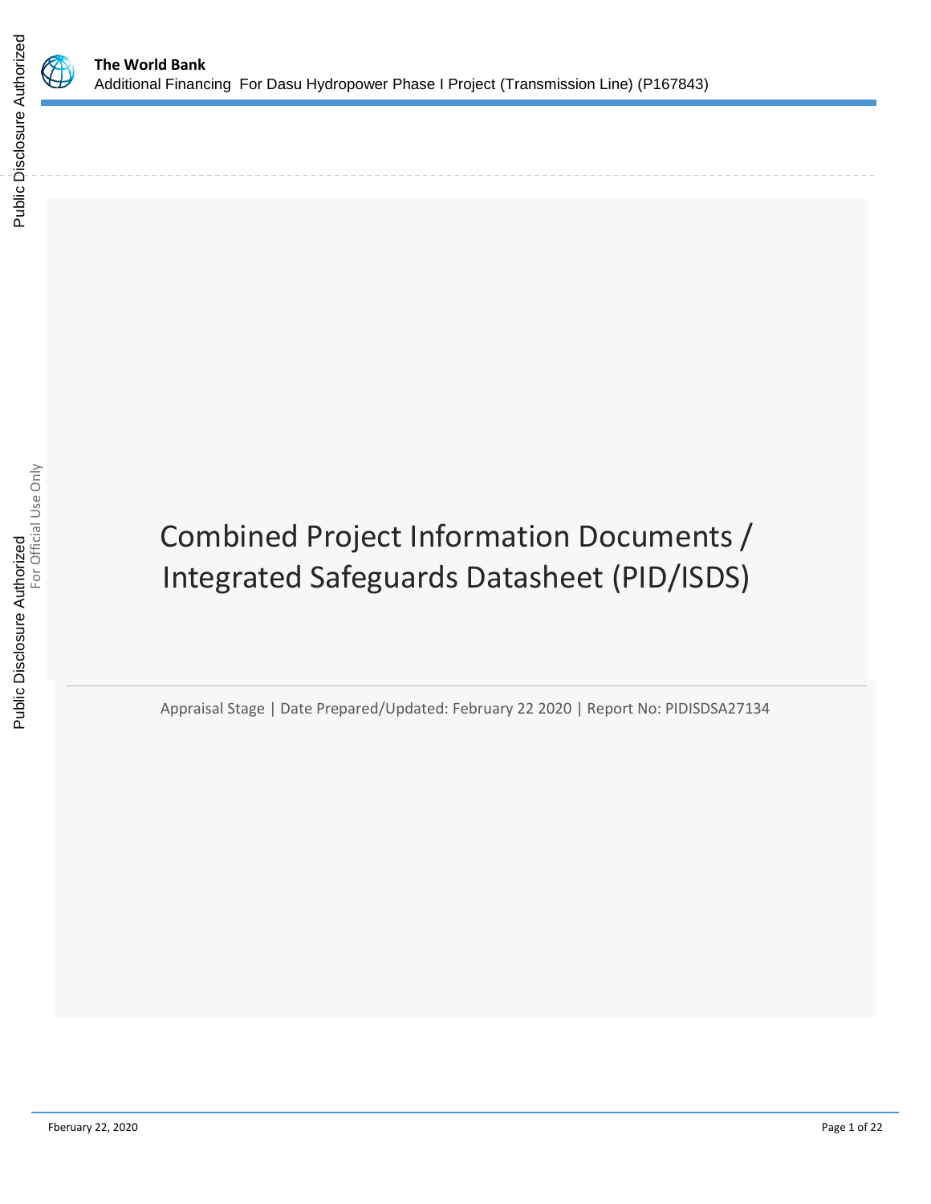**The World Bank**

Additional Financing For Dasu Hydropower Phase I Project (Transmission Line) (P167843)

# Combined Project Information Documents / Integrated Safeguards Datasheet (PID/ISDS)

Appraisal Stage | Date Prepared/Updated: February 22 2020 | Report No: PIDISDSA27134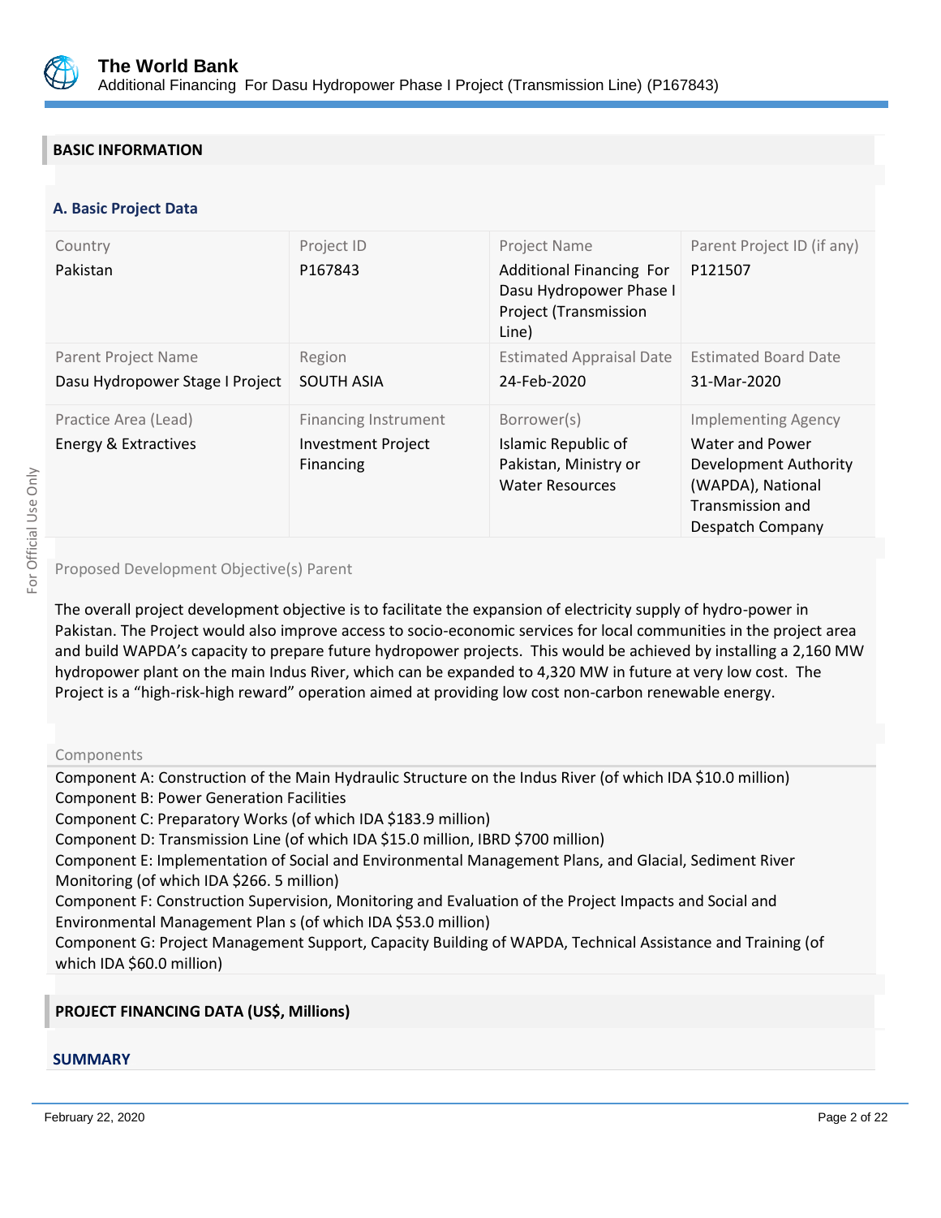## BASIC INFORMATION

### A. Basic Project Data

| Country | Project ID | Project Name | Parent Project ID (if any) |
|---|---|---|---|
| Pakistan | P167843 | Additional Financing For Dasu Hydropower Phase I Project (Transmission Line) | P121507 |
| **Parent Project Name** | **Region** | **Estimated Appraisal Date** | **Estimated Board Date** |
| Dasu Hydropower Stage I Project | SOUTH ASIA | 24-Feb-2020 | 31-Mar-2020 |
| **Practice Area (Lead)** | **Financing Instrument** | **Borrower(s)** | **Implementing Agency** |
| Energy & Extractives | Investment Project Financing | Islamic Republic of Pakistan, Ministry or Water Resources | Water and Power Development Authority (WAPDA), National Transmission and Despatch Company |

Proposed Development Objective(s) Parent

The overall project development objective is to facilitate the expansion of electricity supply of hydro-power in Pakistan. The Project would also improve access to socio-economic services for local communities in the project area and build WAPDA's capacity to prepare future hydropower projects. This would be achieved by installing a 2,160 MW hydropower plant on the main Indus River, which can be expanded to 4,320 MW in future at very low cost. The Project is a "high-risk-high reward" operation aimed at providing low cost non-carbon renewable energy.

Components

Component A: Construction of the Main Hydraulic Structure on the Indus River (of which IDA $10.0 million)
Component B: Power Generation Facilities
Component C: Preparatory Works (of which IDA $183.9 million)
Component D: Transmission Line (of which IDA $15.0 million, IBRD $700 million)
Component E: Implementation of Social and Environmental Management Plans, and Glacial, Sediment River Monitoring (of which IDA $266. 5 million)
Component F: Construction Supervision, Monitoring and Evaluation of the Project Impacts and Social and Environmental Management Plan s (of which IDA $53.0 million)
Component G: Project Management Support, Capacity Building of WAPDA, Technical Assistance and Training (of which IDA $60.0 million)

## PROJECT FINANCING DATA (US$, Millions)

### SUMMARY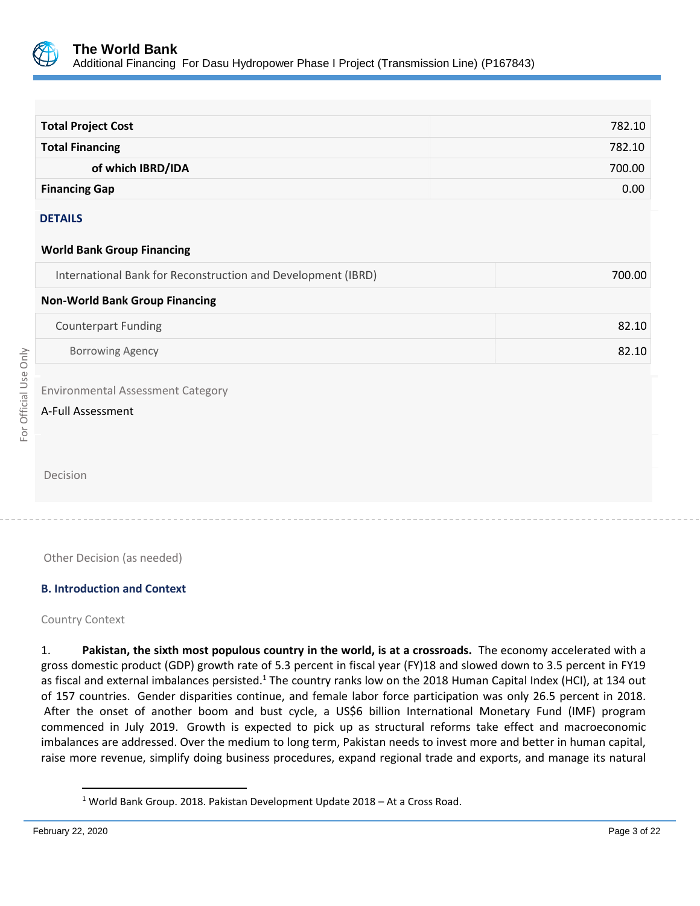| | |
|---|---|
| **Total Project Cost** | 782.10 |
| **Total Financing** | 782.10 |
| **of which IBRD/IDA** | 700.00 |
| **Financing Gap** | 0.00 |

### DETAILS

**World Bank Group Financing**

| | |
|---|---|
| International Bank for Reconstruction and Development (IBRD) | 700.00 |

**Non-World Bank Group Financing**

| | |
|---|---|
| Counterpart Funding | 82.10 |
| Borrowing Agency | 82.10 |

Environmental Assessment Category

A-Full Assessment

Decision

Other Decision (as needed)

## B. Introduction and Context

Country Context

1. **Pakistan, the sixth most populous country in the world, is at a crossroads.** The economy accelerated with a gross domestic product (GDP) growth rate of 5.3 percent in fiscal year (FY)18 and slowed down to 3.5 percent in FY19 as fiscal and external imbalances persisted.[1] The country ranks low on the 2018 Human Capital Index (HCI), at 134 out of 157 countries. Gender disparities continue, and female labor force participation was only 26.5 percent in 2018. After the onset of another boom and bust cycle, a US$6 billion International Monetary Fund (IMF) program commenced in July 2019. Growth is expected to pick up as structural reforms take effect and macroeconomic imbalances are addressed. Over the medium to long term, Pakistan needs to invest more and better in human capital, raise more revenue, simplify doing business procedures, expand regional trade and exports, and manage its natural

[1] World Bank Group. 2018. Pakistan Development Update 2018 – At a Cross Road.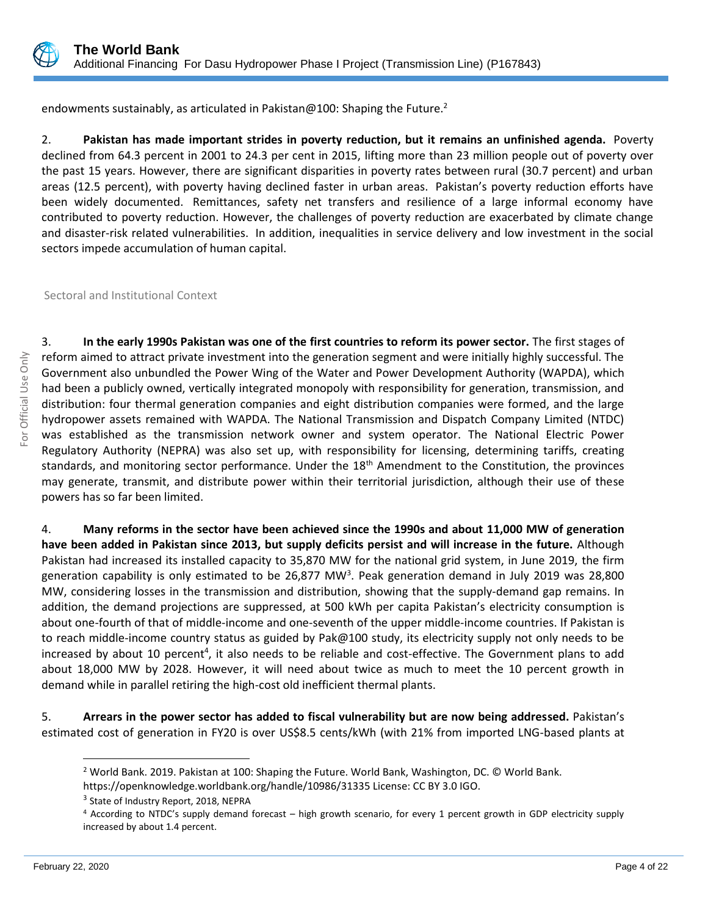endowments sustainably, as articulated in Pakistan@100: Shaping the Future.[2]

2. **Pakistan has made important strides in poverty reduction, but it remains an unfinished agenda.** Poverty declined from 64.3 percent in 2001 to 24.3 per cent in 2015, lifting more than 23 million people out of poverty over the past 15 years. However, there are significant disparities in poverty rates between rural (30.7 percent) and urban areas (12.5 percent), with poverty having declined faster in urban areas. Pakistan's poverty reduction efforts have been widely documented. Remittances, safety net transfers and resilience of a large informal economy have contributed to poverty reduction. However, the challenges of poverty reduction are exacerbated by climate change and disaster-risk related vulnerabilities. In addition, inequalities in service delivery and low investment in the social sectors impede accumulation of human capital.

## Sectoral and Institutional Context

3. **In the early 1990s Pakistan was one of the first countries to reform its power sector.** The first stages of reform aimed to attract private investment into the generation segment and were initially highly successful. The Government also unbundled the Power Wing of the Water and Power Development Authority (WAPDA), which had been a publicly owned, vertically integrated monopoly with responsibility for generation, transmission, and distribution: four thermal generation companies and eight distribution companies were formed, and the large hydropower assets remained with WAPDA. The National Transmission and Dispatch Company Limited (NTDC) was established as the transmission network owner and system operator. The National Electric Power Regulatory Authority (NEPRA) was also set up, with responsibility for licensing, determining tariffs, creating standards, and monitoring sector performance. Under the 18th Amendment to the Constitution, the provinces may generate, transmit, and distribute power within their territorial jurisdiction, although their use of these powers has so far been limited.

4. **Many reforms in the sector have been achieved since the 1990s and about 11,000 MW of generation have been added in Pakistan since 2013, but supply deficits persist and will increase in the future.** Although Pakistan had increased its installed capacity to 35,870 MW for the national grid system, in June 2019, the firm generation capability is only estimated to be 26,877 MW[3]. Peak generation demand in July 2019 was 28,800 MW, considering losses in the transmission and distribution, showing that the supply-demand gap remains. In addition, the demand projections are suppressed, at 500 kWh per capita Pakistan's electricity consumption is about one-fourth of that of middle-income and one-seventh of the upper middle-income countries. If Pakistan is to reach middle-income country status as guided by Pak@100 study, its electricity supply not only needs to be increased by about 10 percent[4], it also needs to be reliable and cost-effective. The Government plans to add about 18,000 MW by 2028. However, it will need about twice as much to meet the 10 percent growth in demand while in parallel retiring the high-cost old inefficient thermal plants.

5. **Arrears in the power sector has added to fiscal vulnerability but are now being addressed.** Pakistan's estimated cost of generation in FY20 is over US$8.5 cents/kWh (with 21% from imported LNG-based plants at

---

[2] World Bank. 2019. Pakistan at 100: Shaping the Future. World Bank, Washington, DC. © World Bank. https://openknowledge.worldbank.org/handle/10986/31335 License: CC BY 3.0 IGO.

[3] State of Industry Report, 2018, NEPRA

[4] According to NTDC's supply demand forecast – high growth scenario, for every 1 percent growth in GDP electricity supply increased by about 1.4 percent.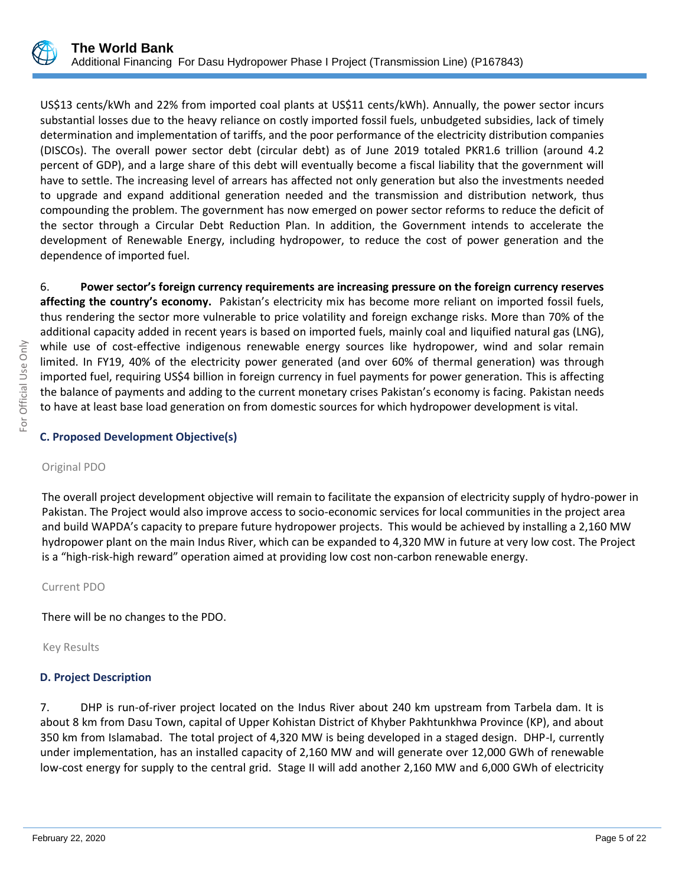US$13 cents/kWh and 22% from imported coal plants at US$11 cents/kWh). Annually, the power sector incurs substantial losses due to the heavy reliance on costly imported fossil fuels, unbudgeted subsidies, lack of timely determination and implementation of tariffs, and the poor performance of the electricity distribution companies (DISCOs). The overall power sector debt (circular debt) as of June 2019 totaled PKR1.6 trillion (around 4.2 percent of GDP), and a large share of this debt will eventually become a fiscal liability that the government will have to settle. The increasing level of arrears has affected not only generation but also the investments needed to upgrade and expand additional generation needed and the transmission and distribution network, thus compounding the problem. The government has now emerged on power sector reforms to reduce the deficit of the sector through a Circular Debt Reduction Plan. In addition, the Government intends to accelerate the development of Renewable Energy, including hydropower, to reduce the cost of power generation and the dependence of imported fuel.

6. **Power sector's foreign currency requirements are increasing pressure on the foreign currency reserves affecting the country's economy.** Pakistan's electricity mix has become more reliant on imported fossil fuels, thus rendering the sector more vulnerable to price volatility and foreign exchange risks. More than 70% of the additional capacity added in recent years is based on imported fuels, mainly coal and liquified natural gas (LNG), while use of cost-effective indigenous renewable energy sources like hydropower, wind and solar remain limited. In FY19, 40% of the electricity power generated (and over 60% of thermal generation) was through imported fuel, requiring US$4 billion in foreign currency in fuel payments for power generation. This is affecting the balance of payments and adding to the current monetary crises Pakistan's economy is facing. Pakistan needs to have at least base load generation on from domestic sources for which hydropower development is vital.

### C. Proposed Development Objective(s)

Original PDO

The overall project development objective will remain to facilitate the expansion of electricity supply of hydro-power in Pakistan. The Project would also improve access to socio-economic services for local communities in the project area and build WAPDA's capacity to prepare future hydropower projects. This would be achieved by installing a 2,160 MW hydropower plant on the main Indus River, which can be expanded to 4,320 MW in future at very low cost. The Project is a "high-risk-high reward" operation aimed at providing low cost non-carbon renewable energy.

Current PDO

There will be no changes to the PDO.

Key Results

### D. Project Description

7. DHP is run-of-river project located on the Indus River about 240 km upstream from Tarbela dam. It is about 8 km from Dasu Town, capital of Upper Kohistan District of Khyber Pakhtunkhwa Province (KP), and about 350 km from Islamabad. The total project of 4,320 MW is being developed in a staged design. DHP-I, currently under implementation, has an installed capacity of 2,160 MW and will generate over 12,000 GWh of renewable low-cost energy for supply to the central grid. Stage II will add another 2,160 MW and 6,000 GWh of electricity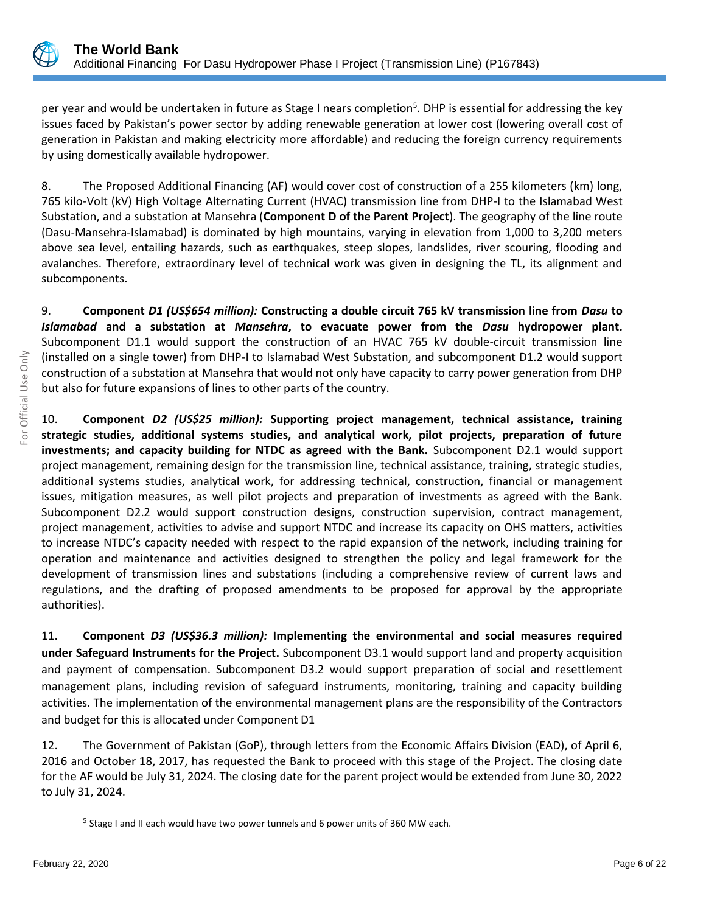per year and would be undertaken in future as Stage I nears completion[5]. DHP is essential for addressing the key issues faced by Pakistan's power sector by adding renewable generation at lower cost (lowering overall cost of generation in Pakistan and making electricity more affordable) and reducing the foreign currency requirements by using domestically available hydropower.

8. The Proposed Additional Financing (AF) would cover cost of construction of a 255 kilometers (km) long, 765 kilo-Volt (kV) High Voltage Alternating Current (HVAC) transmission line from DHP-I to the Islamabad West Substation, and a substation at Mansehra (**Component D of the Parent Project**). The geography of the line route (Dasu-Mansehra-Islamabad) is dominated by high mountains, varying in elevation from 1,000 to 3,200 meters above sea level, entailing hazards, such as earthquakes, steep slopes, landslides, river scouring, flooding and avalanches. Therefore, extraordinary level of technical work was given in designing the TL, its alignment and subcomponents.

9. **Component *D1 (US$654 million):* Constructing a double circuit 765 kV transmission line from *Dasu* to *Islamabad* and a substation at *Mansehra*, to evacuate power from the *Dasu* hydropower plant.** Subcomponent D1.1 would support the construction of an HVAC 765 kV double-circuit transmission line (installed on a single tower) from DHP-I to Islamabad West Substation, and subcomponent D1.2 would support construction of a substation at Mansehra that would not only have capacity to carry power generation from DHP but also for future expansions of lines to other parts of the country.

10. **Component *D2 (US$25 million):* Supporting project management, technical assistance, training strategic studies, additional systems studies, and analytical work, pilot projects, preparation of future investments; and capacity building for NTDC as agreed with the Bank.** Subcomponent D2.1 would support project management, remaining design for the transmission line, technical assistance, training, strategic studies, additional systems studies, analytical work, for addressing technical, construction, financial or management issues, mitigation measures, as well pilot projects and preparation of investments as agreed with the Bank. Subcomponent D2.2 would support construction designs, construction supervision, contract management, project management, activities to advise and support NTDC and increase its capacity on OHS matters, activities to increase NTDC's capacity needed with respect to the rapid expansion of the network, including training for operation and maintenance and activities designed to strengthen the policy and legal framework for the development of transmission lines and substations (including a comprehensive review of current laws and regulations, and the drafting of proposed amendments to be proposed for approval by the appropriate authorities).

11. **Component *D3 (US$36.3 million):* Implementing the environmental and social measures required under Safeguard Instruments for the Project.** Subcomponent D3.1 would support land and property acquisition and payment of compensation. Subcomponent D3.2 would support preparation of social and resettlement management plans, including revision of safeguard instruments, monitoring, training and capacity building activities. The implementation of the environmental management plans are the responsibility of the Contractors and budget for this is allocated under Component D1

12. The Government of Pakistan (GoP), through letters from the Economic Affairs Division (EAD), of April 6, 2016 and October 18, 2017, has requested the Bank to proceed with this stage of the Project. The closing date for the AF would be July 31, 2024. The closing date for the parent project would be extended from June 30, 2022 to July 31, 2024.

[5] Stage I and II each would have two power tunnels and 6 power units of 360 MW each.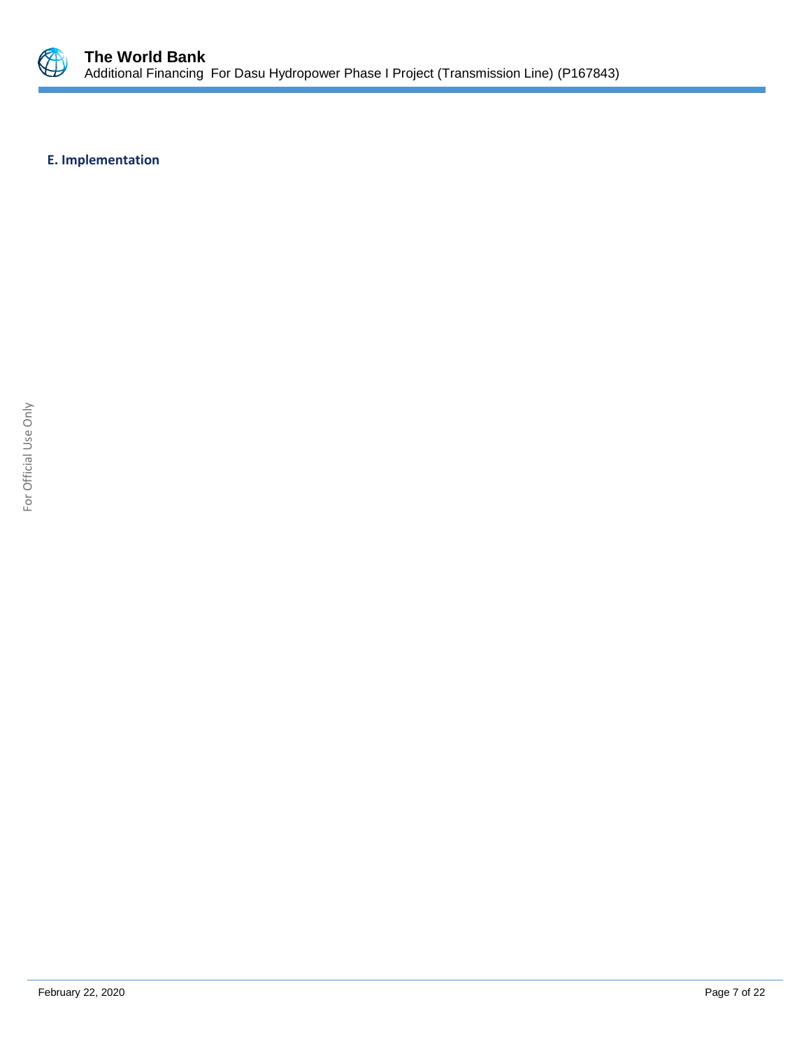### E. Implementation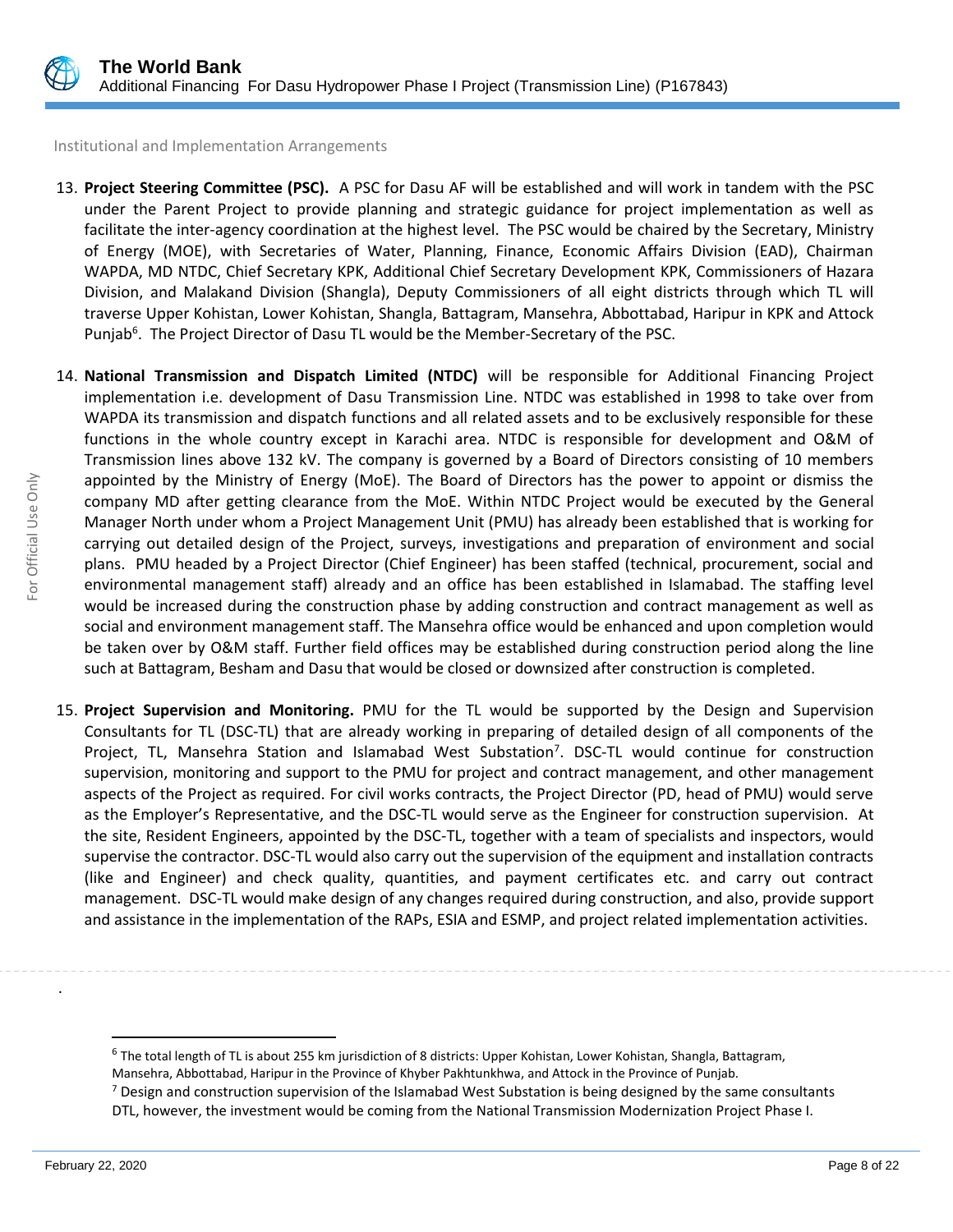Institutional and Implementation Arrangements

13. **Project Steering Committee (PSC).** A PSC for Dasu AF will be established and will work in tandem with the PSC under the Parent Project to provide planning and strategic guidance for project implementation as well as facilitate the inter-agency coordination at the highest level. The PSC would be chaired by the Secretary, Ministry of Energy (MOE), with Secretaries of Water, Planning, Finance, Economic Affairs Division (EAD), Chairman WAPDA, MD NTDC, Chief Secretary KPK, Additional Chief Secretary Development KPK, Commissioners of Hazara Division, and Malakand Division (Shangla), Deputy Commissioners of all eight districts through which TL will traverse Upper Kohistan, Lower Kohistan, Shangla, Battagram, Mansehra, Abbottabad, Haripur in KPK and Attock Punjab[6]. The Project Director of Dasu TL would be the Member-Secretary of the PSC.

14. **National Transmission and Dispatch Limited (NTDC)** will be responsible for Additional Financing Project implementation i.e. development of Dasu Transmission Line. NTDC was established in 1998 to take over from WAPDA its transmission and dispatch functions and all related assets and to be exclusively responsible for these functions in the whole country except in Karachi area. NTDC is responsible for development and O&M of Transmission lines above 132 kV. The company is governed by a Board of Directors consisting of 10 members appointed by the Ministry of Energy (MoE). The Board of Directors has the power to appoint or dismiss the company MD after getting clearance from the MoE. Within NTDC Project would be executed by the General Manager North under whom a Project Management Unit (PMU) has already been established that is working for carrying out detailed design of the Project, surveys, investigations and preparation of environment and social plans. PMU headed by a Project Director (Chief Engineer) has been staffed (technical, procurement, social and environmental management staff) already and an office has been established in Islamabad. The staffing level would be increased during the construction phase by adding construction and contract management as well as social and environment management staff. The Mansehra office would be enhanced and upon completion would be taken over by O&M staff. Further field offices may be established during construction period along the line such at Battagram, Besham and Dasu that would be closed or downsized after construction is completed.

15. **Project Supervision and Monitoring.** PMU for the TL would be supported by the Design and Supervision Consultants for TL (DSC-TL) that are already working in preparing of detailed design of all components of the Project, TL, Mansehra Station and Islamabad West Substation[7]. DSC-TL would continue for construction supervision, monitoring and support to the PMU for project and contract management, and other management aspects of the Project as required. For civil works contracts, the Project Director (PD, head of PMU) would serve as the Employer's Representative, and the DSC-TL would serve as the Engineer for construction supervision. At the site, Resident Engineers, appointed by the DSC-TL, together with a team of specialists and inspectors, would supervise the contractor. DSC-TL would also carry out the supervision of the equipment and installation contracts (like and Engineer) and check quality, quantities, and payment certificates etc. and carry out contract management. DSC-TL would make design of any changes required during construction, and also, provide support and assistance in the implementation of the RAPs, ESIA and ESMP, and project related implementation activities.

.

[6] The total length of TL is about 255 km jurisdiction of 8 districts: Upper Kohistan, Lower Kohistan, Shangla, Battagram, Mansehra, Abbottabad, Haripur in the Province of Khyber Pakhtunkhwa, and Attock in the Province of Punjab.

[7] Design and construction supervision of the Islamabad West Substation is being designed by the same consultants DTL, however, the investment would be coming from the National Transmission Modernization Project Phase I.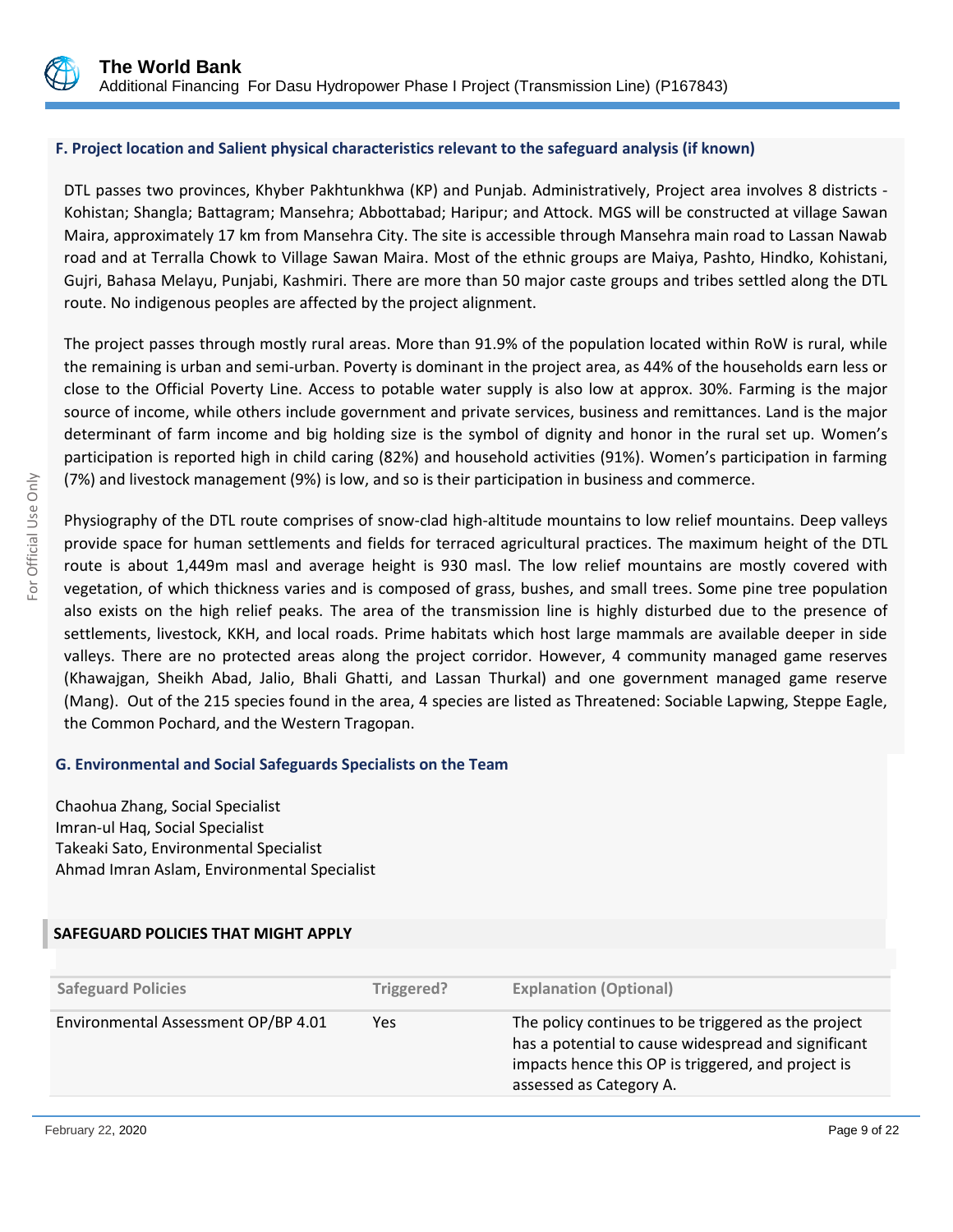### F. Project location and Salient physical characteristics relevant to the safeguard analysis (if known)

DTL passes two provinces, Khyber Pakhtunkhwa (KP) and Punjab. Administratively, Project area involves 8 districts - Kohistan; Shangla; Battagram; Mansehra; Abbottabad; Haripur; and Attock. MGS will be constructed at village Sawan Maira, approximately 17 km from Mansehra City. The site is accessible through Mansehra main road to Lassan Nawab road and at Terralla Chowk to Village Sawan Maira. Most of the ethnic groups are Maiya, Pashto, Hindko, Kohistani, Gujri, Bahasa Melayu, Punjabi, Kashmiri. There are more than 50 major caste groups and tribes settled along the DTL route. No indigenous peoples are affected by the project alignment.

The project passes through mostly rural areas. More than 91.9% of the population located within RoW is rural, while the remaining is urban and semi-urban. Poverty is dominant in the project area, as 44% of the households earn less or close to the Official Poverty Line. Access to potable water supply is also low at approx. 30%. Farming is the major source of income, while others include government and private services, business and remittances. Land is the major determinant of farm income and big holding size is the symbol of dignity and honor in the rural set up. Women's participation is reported high in child caring (82%) and household activities (91%). Women's participation in farming (7%) and livestock management (9%) is low, and so is their participation in business and commerce.

Physiography of the DTL route comprises of snow-clad high-altitude mountains to low relief mountains. Deep valleys provide space for human settlements and fields for terraced agricultural practices. The maximum height of the DTL route is about 1,449m masl and average height is 930 masl. The low relief mountains are mostly covered with vegetation, of which thickness varies and is composed of grass, bushes, and small trees. Some pine tree population also exists on the high relief peaks. The area of the transmission line is highly disturbed due to the presence of settlements, livestock, KKH, and local roads. Prime habitats which host large mammals are available deeper in side valleys. There are no protected areas along the project corridor. However, 4 community managed game reserves (Khawajgan, Sheikh Abad, Jalio, Bhali Ghatti, and Lassan Thurkal) and one government managed game reserve (Mang). Out of the 215 species found in the area, 4 species are listed as Threatened: Sociable Lapwing, Steppe Eagle, the Common Pochard, and the Western Tragopan.

### G. Environmental and Social Safeguards Specialists on the Team

Chaohua Zhang, Social Specialist
Imran-ul Haq, Social Specialist
Takeaki Sato, Environmental Specialist
Ahmad Imran Aslam, Environmental Specialist

## SAFEGUARD POLICIES THAT MIGHT APPLY

| Safeguard Policies | Triggered? | Explanation (Optional) |
| --- | --- | --- |
| Environmental Assessment OP/BP 4.01 | Yes | The policy continues to be triggered as the project has a potential to cause widespread and significant impacts hence this OP is triggered, and project is assessed as Category A. |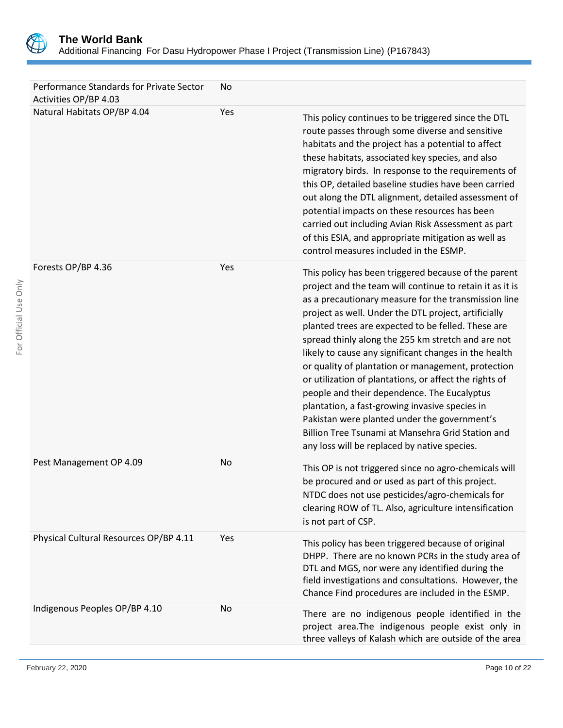| | | |
|---|---|---|
| Performance Standards for Private Sector Activities OP/BP 4.03 | No | |
| Natural Habitats OP/BP 4.04 | Yes | This policy continues to be triggered since the DTL route passes through some diverse and sensitive habitats and the project has a potential to affect these habitats, associated key species, and also migratory birds. In response to the requirements of this OP, detailed baseline studies have been carried out along the DTL alignment, detailed assessment of potential impacts on these resources has been carried out including Avian Risk Assessment as part of this ESIA, and appropriate mitigation as well as control measures included in the ESMP. |
| Forests OP/BP 4.36 | Yes | This policy has been triggered because of the parent project and the team will continue to retain it as it is as a precautionary measure for the transmission line project as well. Under the DTL project, artificially planted trees are expected to be felled. These are spread thinly along the 255 km stretch and are not likely to cause any significant changes in the health or quality of plantation or management, protection or utilization of plantations, or affect the rights of people and their dependence. The Eucalyptus plantation, a fast-growing invasive species in Pakistan were planted under the government's Billion Tree Tsunami at Mansehra Grid Station and any loss will be replaced by native species. |
| Pest Management OP 4.09 | No | This OP is not triggered since no agro-chemicals will be procured and or used as part of this project. NTDC does not use pesticides/agro-chemicals for clearing ROW of TL. Also, agriculture intensification is not part of CSP. |
| Physical Cultural Resources OP/BP 4.11 | Yes | This policy has been triggered because of original DHPP. There are no known PCRs in the study area of DTL and MGS, nor were any identified during the field investigations and consultations. However, the Chance Find procedures are included in the ESMP. |
| Indigenous Peoples OP/BP 4.10 | No | There are no indigenous people identified in the project area.The indigenous people exist only in three valleys of Kalash which are outside of the area |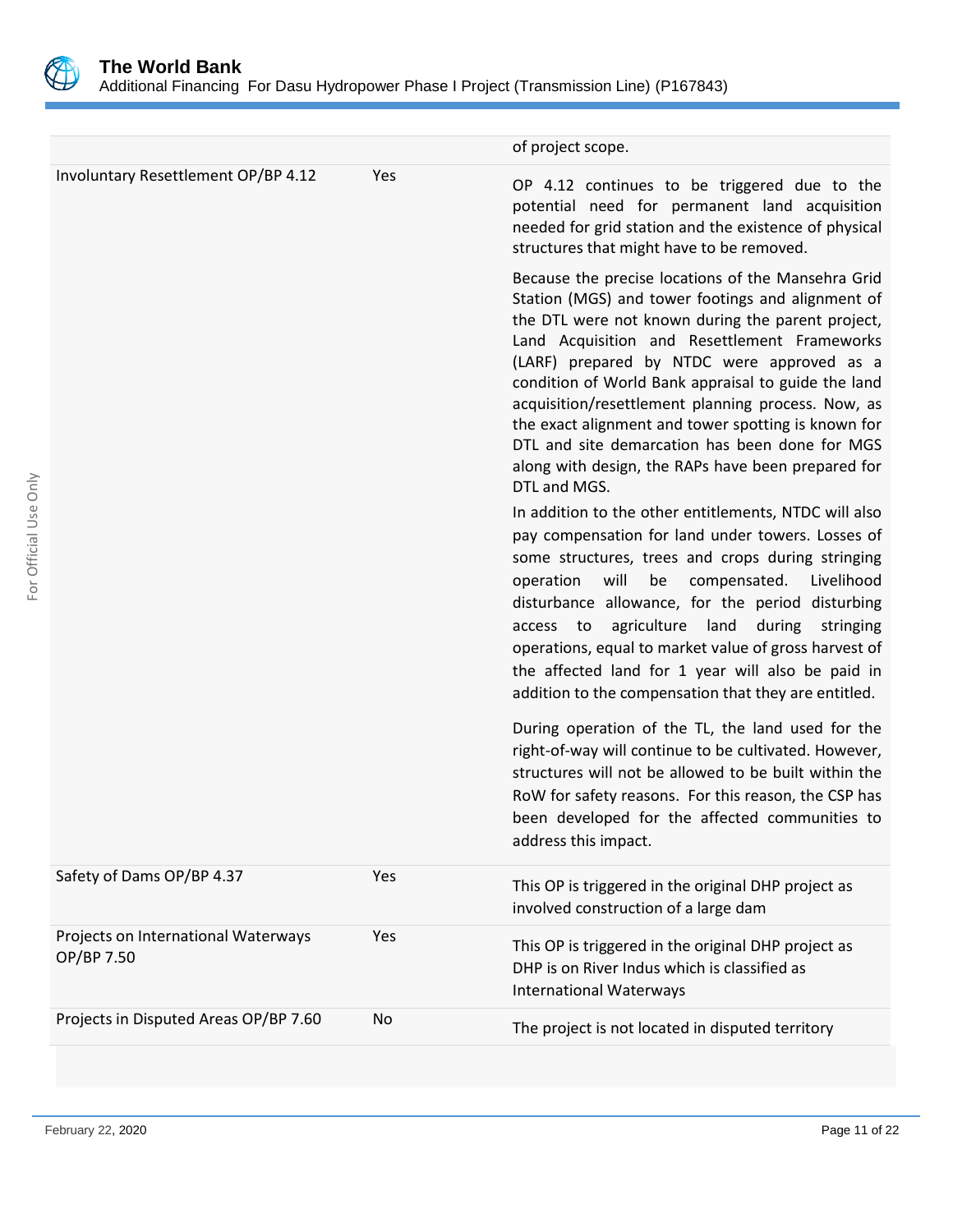| | | |
|---|---|---|
| | | of project scope. |
| Involuntary Resettlement OP/BP 4.12 | Yes | OP 4.12 continues to be triggered due to the potential need for permanent land acquisition needed for grid station and the existence of physical structures that might have to be removed.<br><br>Because the precise locations of the Mansehra Grid Station (MGS) and tower footings and alignment of the DTL were not known during the parent project, Land Acquisition and Resettlement Frameworks (LARF) prepared by NTDC were approved as a condition of World Bank appraisal to guide the land acquisition/resettlement planning process. Now, as the exact alignment and tower spotting is known for DTL and site demarcation has been done for MGS along with design, the RAPs have been prepared for DTL and MGS.<br><br>In addition to the other entitlements, NTDC will also pay compensation for land under towers. Losses of some structures, trees and crops during stringing operation will be compensated. Livelihood disturbance allowance, for the period disturbing access to agriculture land during stringing operations, equal to market value of gross harvest of the affected land for 1 year will also be paid in addition to the compensation that they are entitled.<br><br>During operation of the TL, the land used for the right-of-way will continue to be cultivated. However, structures will not be allowed to be built within the RoW for safety reasons. For this reason, the CSP has been developed for the affected communities to address this impact. |
| Safety of Dams OP/BP 4.37 | Yes | This OP is triggered in the original DHP project as involved construction of a large dam |
| Projects on International Waterways OP/BP 7.50 | Yes | This OP is triggered in the original DHP project as DHP is on River Indus which is classified as International Waterways |
| Projects in Disputed Areas OP/BP 7.60 | No | The project is not located in disputed territory |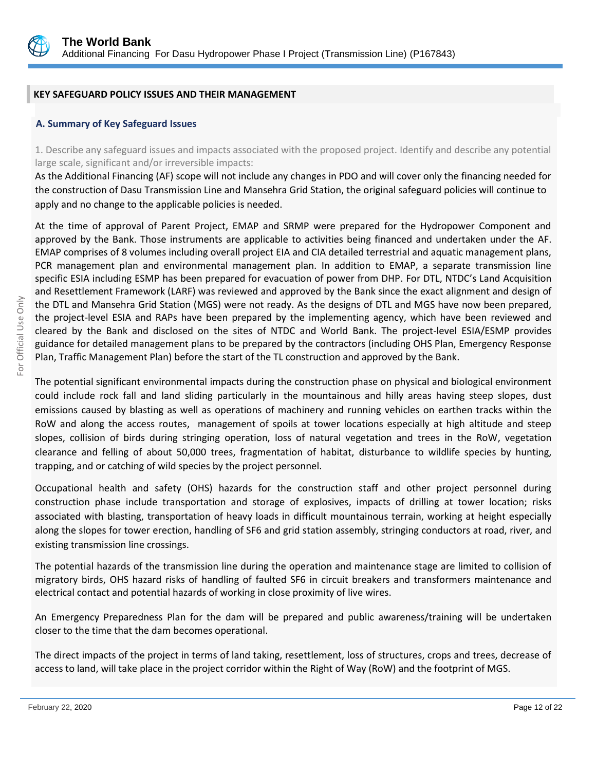## KEY SAFEGUARD POLICY ISSUES AND THEIR MANAGEMENT

### A. Summary of Key Safeguard Issues

1. Describe any safeguard issues and impacts associated with the proposed project. Identify and describe any potential large scale, significant and/or irreversible impacts:

As the Additional Financing (AF) scope will not include any changes in PDO and will cover only the financing needed for the construction of Dasu Transmission Line and Mansehra Grid Station, the original safeguard policies will continue to apply and no change to the applicable policies is needed.

At the time of approval of Parent Project, EMAP and SRMP were prepared for the Hydropower Component and approved by the Bank. Those instruments are applicable to activities being financed and undertaken under the AF. EMAP comprises of 8 volumes including overall project EIA and CIA detailed terrestrial and aquatic management plans, PCR management plan and environmental management plan. In addition to EMAP, a separate transmission line specific ESIA including ESMP has been prepared for evacuation of power from DHP. For DTL, NTDC's Land Acquisition and Resettlement Framework (LARF) was reviewed and approved by the Bank since the exact alignment and design of the DTL and Mansehra Grid Station (MGS) were not ready. As the designs of DTL and MGS have now been prepared, the project-level ESIA and RAPs have been prepared by the implementing agency, which have been reviewed and cleared by the Bank and disclosed on the sites of NTDC and World Bank. The project-level ESIA/ESMP provides guidance for detailed management plans to be prepared by the contractors (including OHS Plan, Emergency Response Plan, Traffic Management Plan) before the start of the TL construction and approved by the Bank.

The potential significant environmental impacts during the construction phase on physical and biological environment could include rock fall and land sliding particularly in the mountainous and hilly areas having steep slopes, dust emissions caused by blasting as well as operations of machinery and running vehicles on earthen tracks within the RoW and along the access routes, management of spoils at tower locations especially at high altitude and steep slopes, collision of birds during stringing operation, loss of natural vegetation and trees in the RoW, vegetation clearance and felling of about 50,000 trees, fragmentation of habitat, disturbance to wildlife species by hunting, trapping, and or catching of wild species by the project personnel.

Occupational health and safety (OHS) hazards for the construction staff and other project personnel during construction phase include transportation and storage of explosives, impacts of drilling at tower location; risks associated with blasting, transportation of heavy loads in difficult mountainous terrain, working at height especially along the slopes for tower erection, handling of SF6 and grid station assembly, stringing conductors at road, river, and existing transmission line crossings.

The potential hazards of the transmission line during the operation and maintenance stage are limited to collision of migratory birds, OHS hazard risks of handling of faulted SF6 in circuit breakers and transformers maintenance and electrical contact and potential hazards of working in close proximity of live wires.

An Emergency Preparedness Plan for the dam will be prepared and public awareness/training will be undertaken closer to the time that the dam becomes operational.

The direct impacts of the project in terms of land taking, resettlement, loss of structures, crops and trees, decrease of access to land, will take place in the project corridor within the Right of Way (RoW) and the footprint of MGS.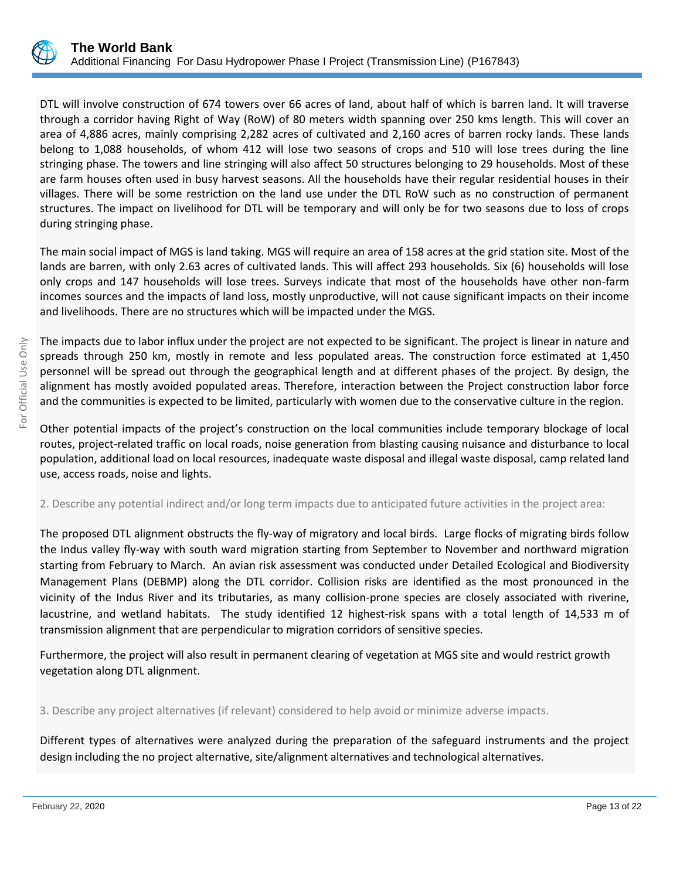DTL will involve construction of 674 towers over 66 acres of land, about half of which is barren land. It will traverse through a corridor having Right of Way (RoW) of 80 meters width spanning over 250 kms length. This will cover an area of 4,886 acres, mainly comprising 2,282 acres of cultivated and 2,160 acres of barren rocky lands. These lands belong to 1,088 households, of whom 412 will lose two seasons of crops and 510 will lose trees during the line stringing phase. The towers and line stringing will also affect 50 structures belonging to 29 households. Most of these are farm houses often used in busy harvest seasons. All the households have their regular residential houses in their villages. There will be some restriction on the land use under the DTL RoW such as no construction of permanent structures. The impact on livelihood for DTL will be temporary and will only be for two seasons due to loss of crops during stringing phase.

The main social impact of MGS is land taking. MGS will require an area of 158 acres at the grid station site. Most of the lands are barren, with only 2.63 acres of cultivated lands. This will affect 293 households. Six (6) households will lose only crops and 147 households will lose trees. Surveys indicate that most of the households have other non-farm incomes sources and the impacts of land loss, mostly unproductive, will not cause significant impacts on their income and livelihoods. There are no structures which will be impacted under the MGS.

The impacts due to labor influx under the project are not expected to be significant. The project is linear in nature and spreads through 250 km, mostly in remote and less populated areas. The construction force estimated at 1,450 personnel will be spread out through the geographical length and at different phases of the project. By design, the alignment has mostly avoided populated areas. Therefore, interaction between the Project construction labor force and the communities is expected to be limited, particularly with women due to the conservative culture in the region.

Other potential impacts of the project's construction on the local communities include temporary blockage of local routes, project-related traffic on local roads, noise generation from blasting causing nuisance and disturbance to local population, additional load on local resources, inadequate waste disposal and illegal waste disposal, camp related land use, access roads, noise and lights.

2. Describe any potential indirect and/or long term impacts due to anticipated future activities in the project area:

The proposed DTL alignment obstructs the fly-way of migratory and local birds. Large flocks of migrating birds follow the Indus valley fly-way with south ward migration starting from September to November and northward migration starting from February to March. An avian risk assessment was conducted under Detailed Ecological and Biodiversity Management Plans (DEBMP) along the DTL corridor. Collision risks are identified as the most pronounced in the vicinity of the Indus River and its tributaries, as many collision-prone species are closely associated with riverine, lacustrine, and wetland habitats. The study identified 12 highest-risk spans with a total length of 14,533 m of transmission alignment that are perpendicular to migration corridors of sensitive species.

Furthermore, the project will also result in permanent clearing of vegetation at MGS site and would restrict growth vegetation along DTL alignment.

3. Describe any project alternatives (if relevant) considered to help avoid or minimize adverse impacts.

Different types of alternatives were analyzed during the preparation of the safeguard instruments and the project design including the no project alternative, site/alignment alternatives and technological alternatives.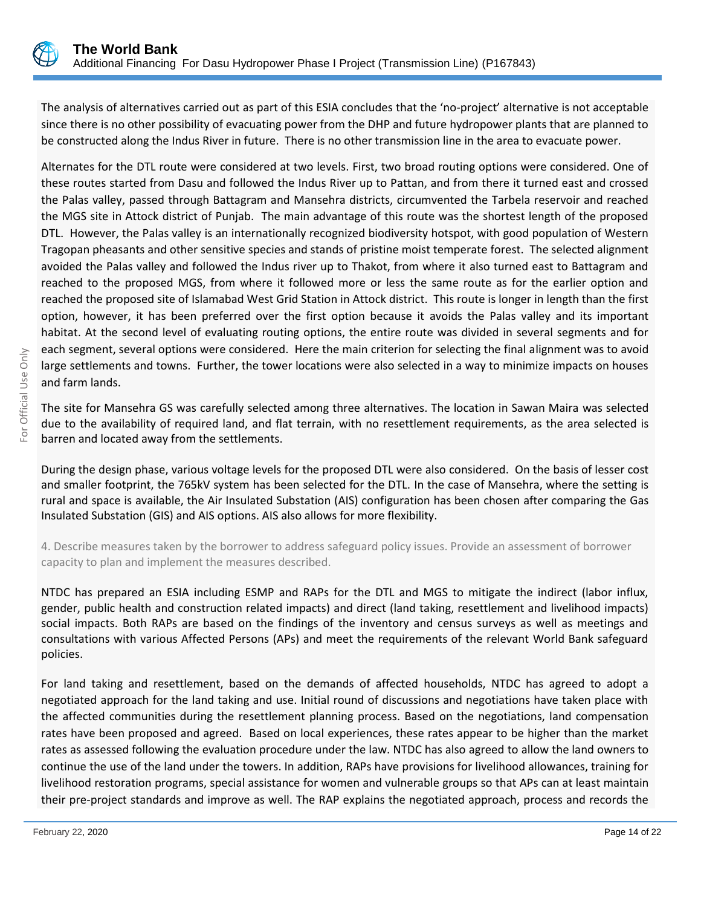The analysis of alternatives carried out as part of this ESIA concludes that the 'no-project' alternative is not acceptable since there is no other possibility of evacuating power from the DHP and future hydropower plants that are planned to be constructed along the Indus River in future. There is no other transmission line in the area to evacuate power.

Alternates for the DTL route were considered at two levels. First, two broad routing options were considered. One of these routes started from Dasu and followed the Indus River up to Pattan, and from there it turned east and crossed the Palas valley, passed through Battagram and Mansehra districts, circumvented the Tarbela reservoir and reached the MGS site in Attock district of Punjab. The main advantage of this route was the shortest length of the proposed DTL. However, the Palas valley is an internationally recognized biodiversity hotspot, with good population of Western Tragopan pheasants and other sensitive species and stands of pristine moist temperate forest. The selected alignment avoided the Palas valley and followed the Indus river up to Thakot, from where it also turned east to Battagram and reached to the proposed MGS, from where it followed more or less the same route as for the earlier option and reached the proposed site of Islamabad West Grid Station in Attock district. This route is longer in length than the first option, however, it has been preferred over the first option because it avoids the Palas valley and its important habitat. At the second level of evaluating routing options, the entire route was divided in several segments and for each segment, several options were considered. Here the main criterion for selecting the final alignment was to avoid large settlements and towns. Further, the tower locations were also selected in a way to minimize impacts on houses and farm lands.

The site for Mansehra GS was carefully selected among three alternatives. The location in Sawan Maira was selected due to the availability of required land, and flat terrain, with no resettlement requirements, as the area selected is barren and located away from the settlements.

During the design phase, various voltage levels for the proposed DTL were also considered. On the basis of lesser cost and smaller footprint, the 765kV system has been selected for the DTL. In the case of Mansehra, where the setting is rural and space is available, the Air Insulated Substation (AIS) configuration has been chosen after comparing the Gas Insulated Substation (GIS) and AIS options. AIS also allows for more flexibility.

4. Describe measures taken by the borrower to address safeguard policy issues. Provide an assessment of borrower capacity to plan and implement the measures described.

NTDC has prepared an ESIA including ESMP and RAPs for the DTL and MGS to mitigate the indirect (labor influx, gender, public health and construction related impacts) and direct (land taking, resettlement and livelihood impacts) social impacts. Both RAPs are based on the findings of the inventory and census surveys as well as meetings and consultations with various Affected Persons (APs) and meet the requirements of the relevant World Bank safeguard policies.

For land taking and resettlement, based on the demands of affected households, NTDC has agreed to adopt a negotiated approach for the land taking and use. Initial round of discussions and negotiations have taken place with the affected communities during the resettlement planning process. Based on the negotiations, land compensation rates have been proposed and agreed. Based on local experiences, these rates appear to be higher than the market rates as assessed following the evaluation procedure under the law. NTDC has also agreed to allow the land owners to continue the use of the land under the towers. In addition, RAPs have provisions for livelihood allowances, training for livelihood restoration programs, special assistance for women and vulnerable groups so that APs can at least maintain their pre-project standards and improve as well. The RAP explains the negotiated approach, process and records the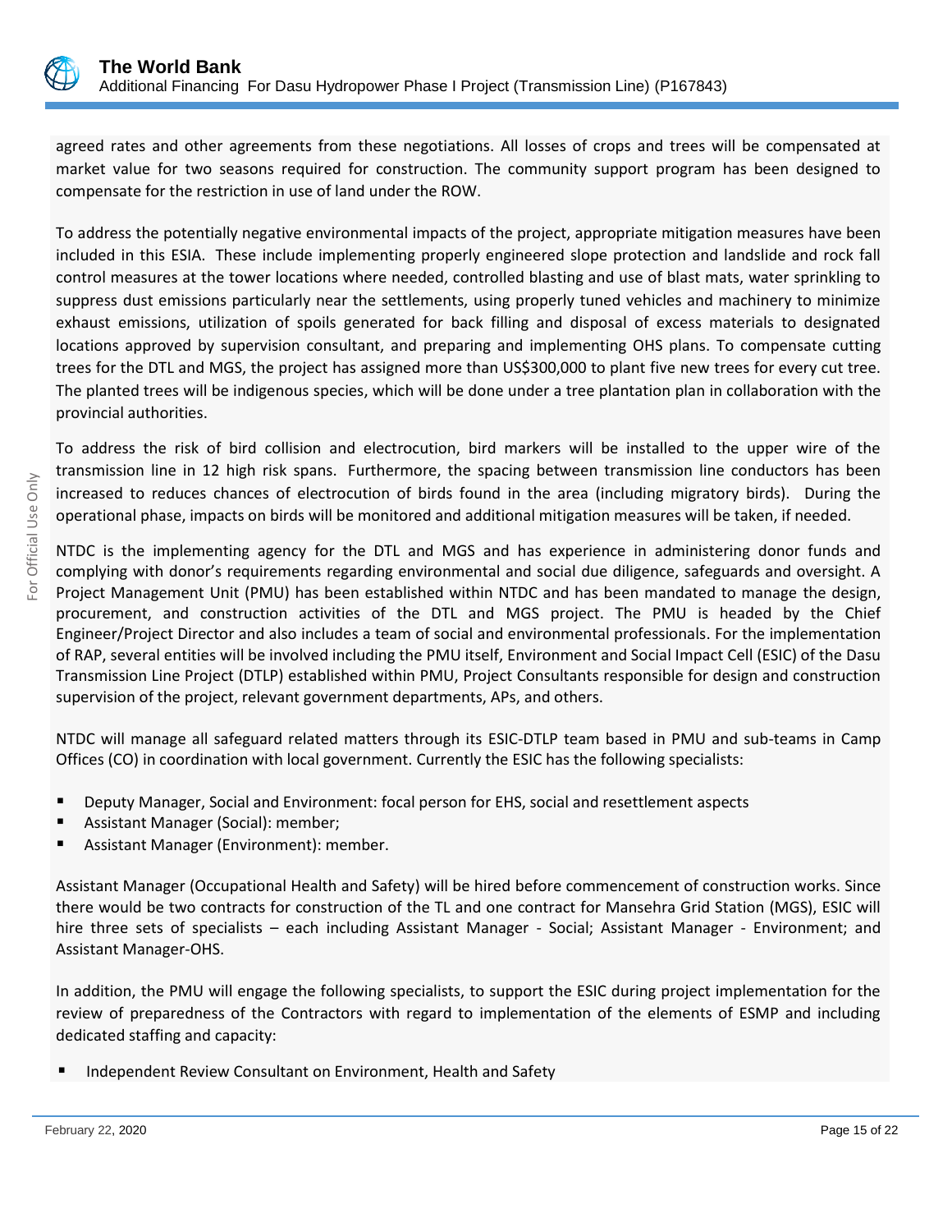agreed rates and other agreements from these negotiations. All losses of crops and trees will be compensated at market value for two seasons required for construction. The community support program has been designed to compensate for the restriction in use of land under the ROW.

To address the potentially negative environmental impacts of the project, appropriate mitigation measures have been included in this ESIA. These include implementing properly engineered slope protection and landslide and rock fall control measures at the tower locations where needed, controlled blasting and use of blast mats, water sprinkling to suppress dust emissions particularly near the settlements, using properly tuned vehicles and machinery to minimize exhaust emissions, utilization of spoils generated for back filling and disposal of excess materials to designated locations approved by supervision consultant, and preparing and implementing OHS plans. To compensate cutting trees for the DTL and MGS, the project has assigned more than US$300,000 to plant five new trees for every cut tree. The planted trees will be indigenous species, which will be done under a tree plantation plan in collaboration with the provincial authorities.

To address the risk of bird collision and electrocution, bird markers will be installed to the upper wire of the transmission line in 12 high risk spans. Furthermore, the spacing between transmission line conductors has been increased to reduces chances of electrocution of birds found in the area (including migratory birds). During the operational phase, impacts on birds will be monitored and additional mitigation measures will be taken, if needed.

NTDC is the implementing agency for the DTL and MGS and has experience in administering donor funds and complying with donor's requirements regarding environmental and social due diligence, safeguards and oversight. A Project Management Unit (PMU) has been established within NTDC and has been mandated to manage the design, procurement, and construction activities of the DTL and MGS project. The PMU is headed by the Chief Engineer/Project Director and also includes a team of social and environmental professionals. For the implementation of RAP, several entities will be involved including the PMU itself, Environment and Social Impact Cell (ESIC) of the Dasu Transmission Line Project (DTLP) established within PMU, Project Consultants responsible for design and construction supervision of the project, relevant government departments, APs, and others.

NTDC will manage all safeguard related matters through its ESIC-DTLP team based in PMU and sub-teams in Camp Offices (CO) in coordination with local government. Currently the ESIC has the following specialists:

- Deputy Manager, Social and Environment: focal person for EHS, social and resettlement aspects
- Assistant Manager (Social): member;
- Assistant Manager (Environment): member.

Assistant Manager (Occupational Health and Safety) will be hired before commencement of construction works. Since there would be two contracts for construction of the TL and one contract for Mansehra Grid Station (MGS), ESIC will hire three sets of specialists – each including Assistant Manager - Social; Assistant Manager - Environment; and Assistant Manager-OHS.

In addition, the PMU will engage the following specialists, to support the ESIC during project implementation for the review of preparedness of the Contractors with regard to implementation of the elements of ESMP and including dedicated staffing and capacity:

- Independent Review Consultant on Environment, Health and Safety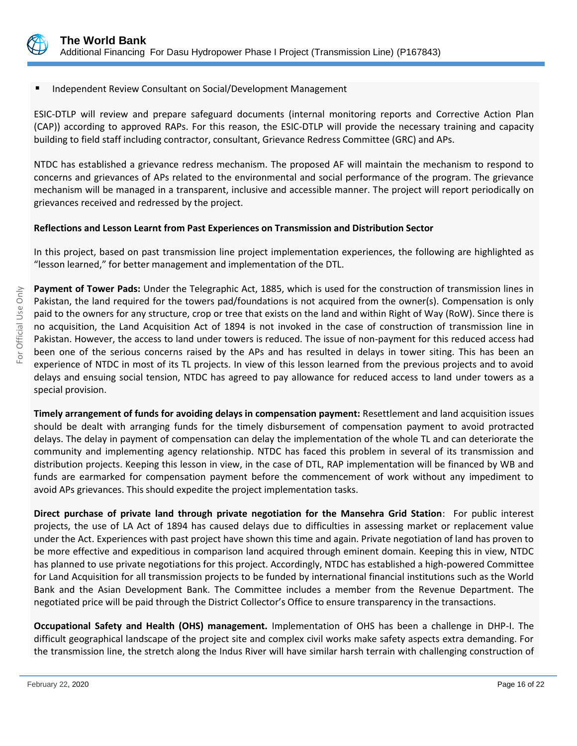- Independent Review Consultant on Social/Development Management

ESIC-DTLP will review and prepare safeguard documents (internal monitoring reports and Corrective Action Plan (CAP)) according to approved RAPs. For this reason, the ESIC-DTLP will provide the necessary training and capacity building to field staff including contractor, consultant, Grievance Redress Committee (GRC) and APs.

NTDC has established a grievance redress mechanism. The proposed AF will maintain the mechanism to respond to concerns and grievances of APs related to the environmental and social performance of the program. The grievance mechanism will be managed in a transparent, inclusive and accessible manner. The project will report periodically on grievances received and redressed by the project.

**Reflections and Lesson Learnt from Past Experiences on Transmission and Distribution Sector**

In this project, based on past transmission line project implementation experiences, the following are highlighted as "lesson learned," for better management and implementation of the DTL.

**Payment of Tower Pads:** Under the Telegraphic Act, 1885, which is used for the construction of transmission lines in Pakistan, the land required for the towers pad/foundations is not acquired from the owner(s). Compensation is only paid to the owners for any structure, crop or tree that exists on the land and within Right of Way (RoW). Since there is no acquisition, the Land Acquisition Act of 1894 is not invoked in the case of construction of transmission line in Pakistan. However, the access to land under towers is reduced. The issue of non-payment for this reduced access had been one of the serious concerns raised by the APs and has resulted in delays in tower siting. This has been an experience of NTDC in most of its TL projects. In view of this lesson learned from the previous projects and to avoid delays and ensuing social tension, NTDC has agreed to pay allowance for reduced access to land under towers as a special provision.

**Timely arrangement of funds for avoiding delays in compensation payment:** Resettlement and land acquisition issues should be dealt with arranging funds for the timely disbursement of compensation payment to avoid protracted delays. The delay in payment of compensation can delay the implementation of the whole TL and can deteriorate the community and implementing agency relationship. NTDC has faced this problem in several of its transmission and distribution projects. Keeping this lesson in view, in the case of DTL, RAP implementation will be financed by WB and funds are earmarked for compensation payment before the commencement of work without any impediment to avoid APs grievances. This should expedite the project implementation tasks.

**Direct purchase of private land through private negotiation for the Mansehra Grid Station**: For public interest projects, the use of LA Act of 1894 has caused delays due to difficulties in assessing market or replacement value under the Act. Experiences with past project have shown this time and again. Private negotiation of land has proven to be more effective and expeditious in comparison land acquired through eminent domain. Keeping this in view, NTDC has planned to use private negotiations for this project. Accordingly, NTDC has established a high-powered Committee for Land Acquisition for all transmission projects to be funded by international financial institutions such as the World Bank and the Asian Development Bank. The Committee includes a member from the Revenue Department. The negotiated price will be paid through the District Collector's Office to ensure transparency in the transactions.

**Occupational Safety and Health (OHS) management.** Implementation of OHS has been a challenge in DHP-I. The difficult geographical landscape of the project site and complex civil works make safety aspects extra demanding. For the transmission line, the stretch along the Indus River will have similar harsh terrain with challenging construction of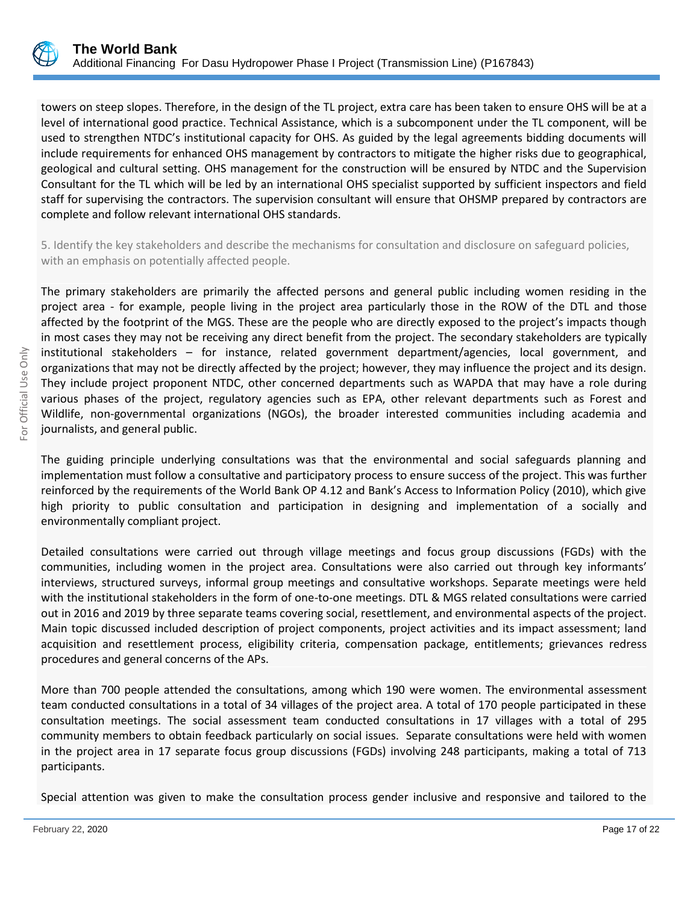towers on steep slopes. Therefore, in the design of the TL project, extra care has been taken to ensure OHS will be at a level of international good practice. Technical Assistance, which is a subcomponent under the TL component, will be used to strengthen NTDC's institutional capacity for OHS. As guided by the legal agreements bidding documents will include requirements for enhanced OHS management by contractors to mitigate the higher risks due to geographical, geological and cultural setting. OHS management for the construction will be ensured by NTDC and the Supervision Consultant for the TL which will be led by an international OHS specialist supported by sufficient inspectors and field staff for supervising the contractors. The supervision consultant will ensure that OHSMP prepared by contractors are complete and follow relevant international OHS standards.

5. Identify the key stakeholders and describe the mechanisms for consultation and disclosure on safeguard policies, with an emphasis on potentially affected people.

The primary stakeholders are primarily the affected persons and general public including women residing in the project area - for example, people living in the project area particularly those in the ROW of the DTL and those affected by the footprint of the MGS. These are the people who are directly exposed to the project's impacts though in most cases they may not be receiving any direct benefit from the project. The secondary stakeholders are typically institutional stakeholders – for instance, related government department/agencies, local government, and organizations that may not be directly affected by the project; however, they may influence the project and its design. They include project proponent NTDC, other concerned departments such as WAPDA that may have a role during various phases of the project, regulatory agencies such as EPA, other relevant departments such as Forest and Wildlife, non-governmental organizations (NGOs), the broader interested communities including academia and journalists, and general public.

The guiding principle underlying consultations was that the environmental and social safeguards planning and implementation must follow a consultative and participatory process to ensure success of the project. This was further reinforced by the requirements of the World Bank OP 4.12 and Bank's Access to Information Policy (2010), which give high priority to public consultation and participation in designing and implementation of a socially and environmentally compliant project.

Detailed consultations were carried out through village meetings and focus group discussions (FGDs) with the communities, including women in the project area. Consultations were also carried out through key informants' interviews, structured surveys, informal group meetings and consultative workshops. Separate meetings were held with the institutional stakeholders in the form of one-to-one meetings. DTL & MGS related consultations were carried out in 2016 and 2019 by three separate teams covering social, resettlement, and environmental aspects of the project. Main topic discussed included description of project components, project activities and its impact assessment; land acquisition and resettlement process, eligibility criteria, compensation package, entitlements; grievances redress procedures and general concerns of the APs.

More than 700 people attended the consultations, among which 190 were women. The environmental assessment team conducted consultations in a total of 34 villages of the project area. A total of 170 people participated in these consultation meetings. The social assessment team conducted consultations in 17 villages with a total of 295 community members to obtain feedback particularly on social issues. Separate consultations were held with women in the project area in 17 separate focus group discussions (FGDs) involving 248 participants, making a total of 713 participants.

Special attention was given to make the consultation process gender inclusive and responsive and tailored to the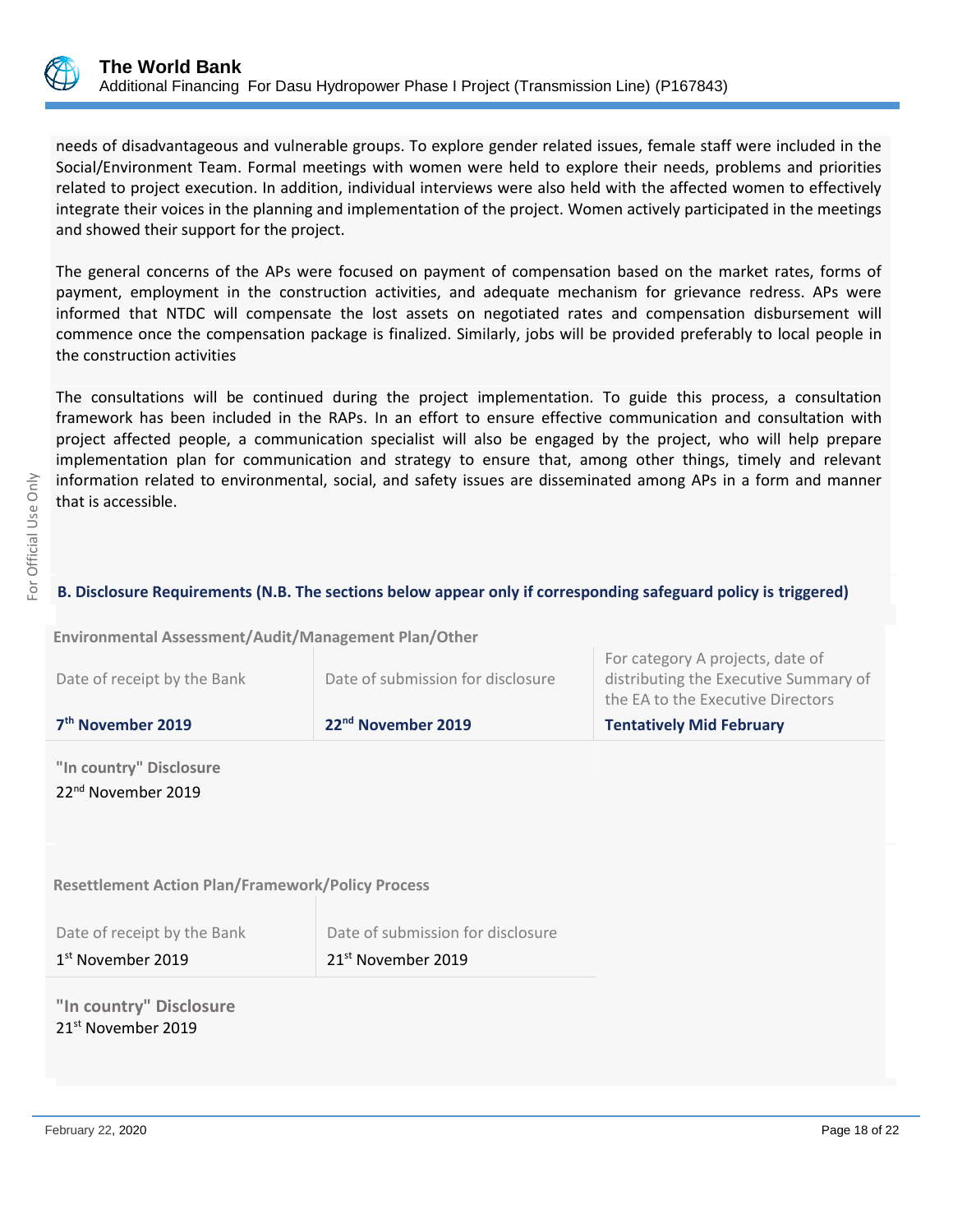needs of disadvantageous and vulnerable groups. To explore gender related issues, female staff were included in the Social/Environment Team. Formal meetings with women were held to explore their needs, problems and priorities related to project execution. In addition, individual interviews were also held with the affected women to effectively integrate their voices in the planning and implementation of the project. Women actively participated in the meetings and showed their support for the project.

The general concerns of the APs were focused on payment of compensation based on the market rates, forms of payment, employment in the construction activities, and adequate mechanism for grievance redress. APs were informed that NTDC will compensate the lost assets on negotiated rates and compensation disbursement will commence once the compensation package is finalized. Similarly, jobs will be provided preferably to local people in the construction activities

The consultations will be continued during the project implementation. To guide this process, a consultation framework has been included in the RAPs. In an effort to ensure effective communication and consultation with project affected people, a communication specialist will also be engaged by the project, who will help prepare implementation plan for communication and strategy to ensure that, among other things, timely and relevant information related to environmental, social, and safety issues are disseminated among APs in a form and manner that is accessible.

### B. Disclosure Requirements (N.B. The sections below appear only if corresponding safeguard policy is triggered)

**Environmental Assessment/Audit/Management Plan/Other**

| Date of receipt by the Bank | Date of submission for disclosure | For category A projects, date of distributing the Executive Summary of the EA to the Executive Directors |
|---|---|---|
| **7th November 2019** | **22nd November 2019** | **Tentatively Mid February** |

**"In country" Disclosure**
22nd November 2019

**Resettlement Action Plan/Framework/Policy Process**

| Date of receipt by the Bank | Date of submission for disclosure |
|---|---|
| 1st November 2019 | 21st November 2019 |

**"In country" Disclosure**
21st November 2019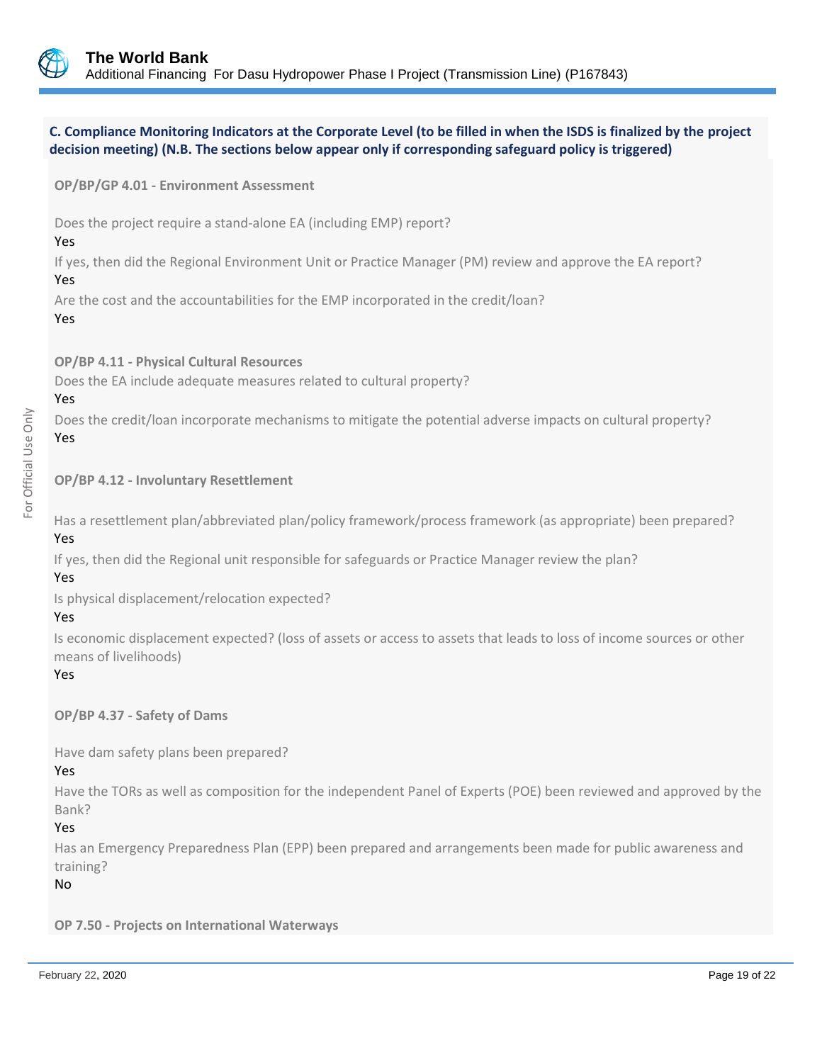**C. Compliance Monitoring Indicators at the Corporate Level (to be filled in when the ISDS is finalized by the project decision meeting) (N.B. The sections below appear only if corresponding safeguard policy is triggered)**

**OP/BP/GP 4.01 - Environment Assessment**

Does the project require a stand-alone EA (including EMP) report?

Yes

If yes, then did the Regional Environment Unit or Practice Manager (PM) review and approve the EA report?

Yes

Are the cost and the accountabilities for the EMP incorporated in the credit/loan?

Yes

**OP/BP 4.11 - Physical Cultural Resources**

Does the EA include adequate measures related to cultural property?

Yes

Does the credit/loan incorporate mechanisms to mitigate the potential adverse impacts on cultural property?

Yes

**OP/BP 4.12 - Involuntary Resettlement**

Has a resettlement plan/abbreviated plan/policy framework/process framework (as appropriate) been prepared?

Yes

If yes, then did the Regional unit responsible for safeguards or Practice Manager review the plan?

Yes

Is physical displacement/relocation expected?

Yes

Is economic displacement expected? (loss of assets or access to assets that leads to loss of income sources or other means of livelihoods)

Yes

**OP/BP 4.37 - Safety of Dams**

Have dam safety plans been prepared?

Yes

Have the TORs as well as composition for the independent Panel of Experts (POE) been reviewed and approved by the Bank?

Yes

Has an Emergency Preparedness Plan (EPP) been prepared and arrangements been made for public awareness and training?

No

**OP 7.50 - Projects on International Waterways**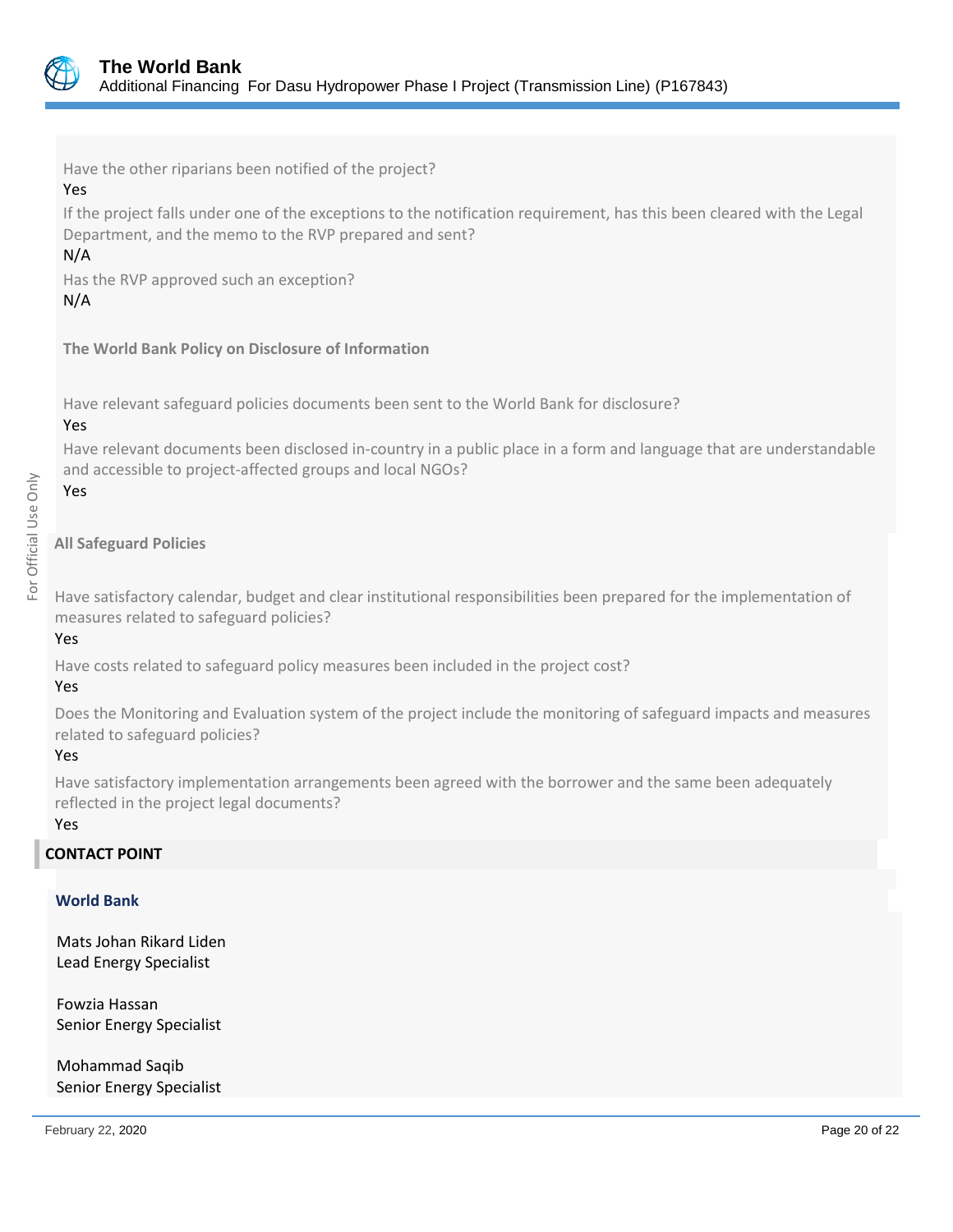Have the other riparians been notified of the project?

Yes

If the project falls under one of the exceptions to the notification requirement, has this been cleared with the Legal Department, and the memo to the RVP prepared and sent?

N/A

Has the RVP approved such an exception?

N/A

**The World Bank Policy on Disclosure of Information**

Have relevant safeguard policies documents been sent to the World Bank for disclosure?

Yes

Have relevant documents been disclosed in-country in a public place in a form and language that are understandable and accessible to project-affected groups and local NGOs?

Yes

**All Safeguard Policies**

Have satisfactory calendar, budget and clear institutional responsibilities been prepared for the implementation of measures related to safeguard policies?

Yes

Have costs related to safeguard policy measures been included in the project cost?

Yes

Does the Monitoring and Evaluation system of the project include the monitoring of safeguard impacts and measures related to safeguard policies?

Yes

Have satisfactory implementation arrangements been agreed with the borrower and the same been adequately reflected in the project legal documents?

Yes

## CONTACT POINT

### World Bank

Mats Johan Rikard Liden
Lead Energy Specialist

Fowzia Hassan
Senior Energy Specialist

Mohammad Saqib
Senior Energy Specialist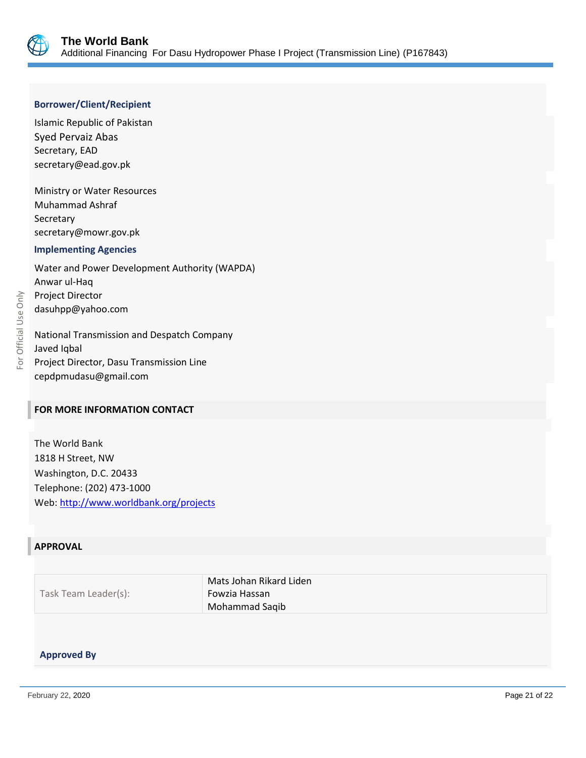### Borrower/Client/Recipient

Islamic Republic of Pakistan
Syed Pervaiz Abas
Secretary, EAD
secretary@ead.gov.pk

Ministry or Water Resources
Muhammad Ashraf
Secretary
secretary@mowr.gov.pk

### Implementing Agencies

Water and Power Development Authority (WAPDA)
Anwar ul-Haq
Project Director
dasuhpp@yahoo.com

National Transmission and Despatch Company
Javed Iqbal
Project Director, Dasu Transmission Line
cepdpmudasu@gmail.com

## FOR MORE INFORMATION CONTACT

The World Bank
1818 H Street, NW
Washington, D.C. 20433
Telephone: (202) 473-1000
Web: http://www.worldbank.org/projects

## APPROVAL

| | |
|---|---|
| Task Team Leader(s): | Mats Johan Rikard Liden<br>Fowzia Hassan<br>Mohammad Saqib |

### Approved By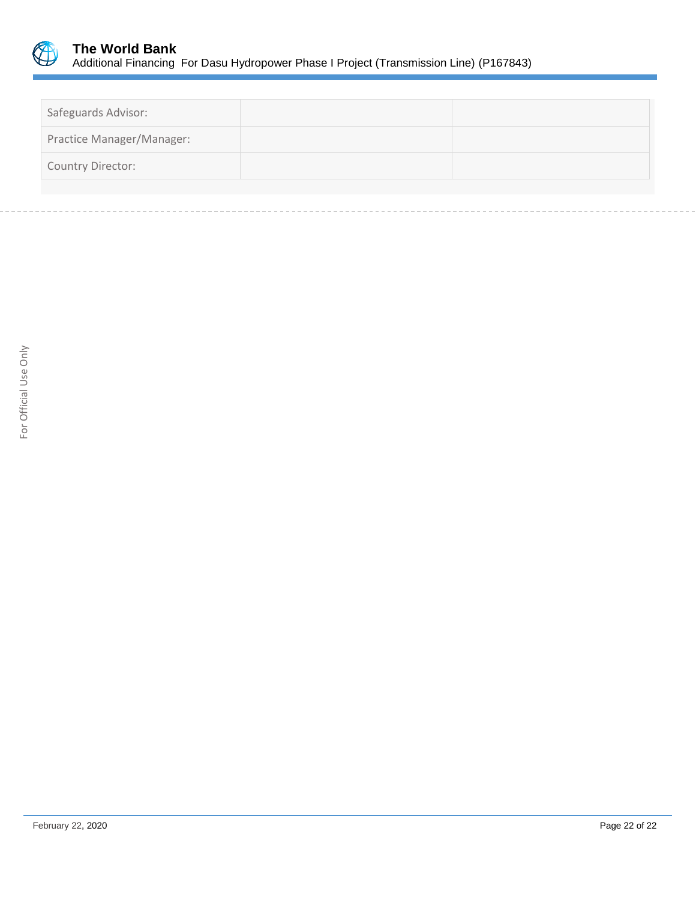| | | |
|---|---|---|
| Safeguards Advisor: | | |
| Practice Manager/Manager: | | |
| Country Director: | | |